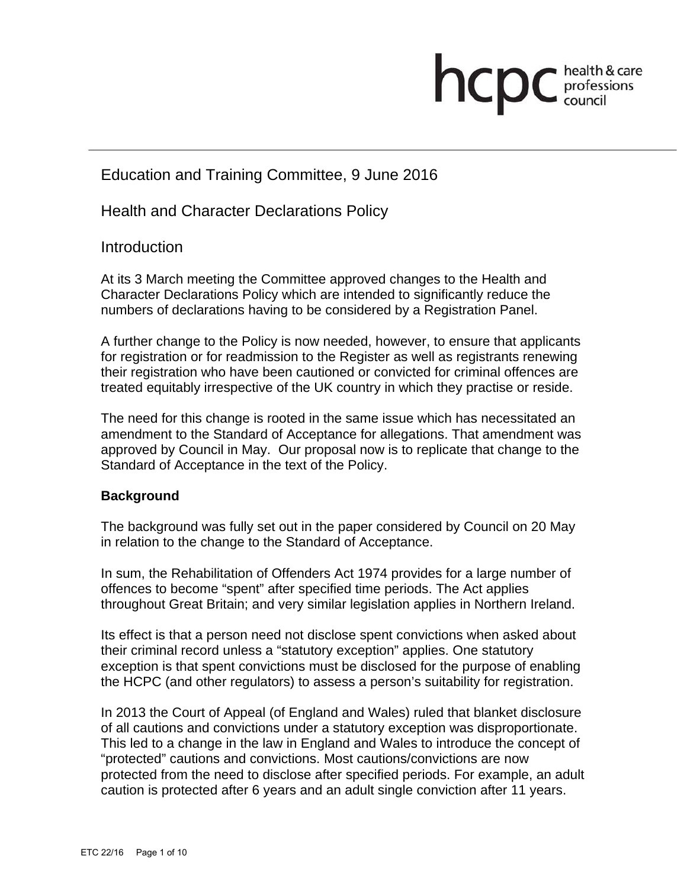hcpc health & care professions council

# Education and Training Committee, 9 June 2016

## Health and Character Declarations Policy

## Introduction

At its 3 March meeting the Committee approved changes to the Health and Character Declarations Policy which are intended to significantly reduce the numbers of declarations having to be considered by a Registration Panel.

A further change to the Policy is now needed, however, to ensure that applicants for registration or for readmission to the Register as well as registrants renewing their registration who have been cautioned or convicted for criminal offences are treated equitably irrespective of the UK country in which they practise or reside.

The need for this change is rooted in the same issue which has necessitated an amendment to the Standard of Acceptance for allegations. That amendment was approved by Council in May. Our proposal now is to replicate that change to the Standard of Acceptance in the text of the Policy.

### Background

The background was fully set out in the paper considered by Council on 20 May in relation to the change to the Standard of Acceptance.

In sum, the Rehabilitation of Offenders Act 1974 provides for a large number of offences to become "spent" after specified time periods. The Act applies throughout Great Britain; and very similar legislation applies in Northern Ireland.

Its effect is that a person need not disclose spent convictions when asked about their criminal record unless a "statutory exception" applies. One statutory exception is that spent convictions must be disclosed for the purpose of enabling the HCPC (and other regulators) to assess a person's suitability for registration.

In 2013 the Court of Appeal (of England and Wales) ruled that blanket disclosure of all cautions and convictions under a statutory exception was disproportionate. This led to a change in the law in England and Wales to introduce the concept of "protected" cautions and convictions. Most cautions/convictions are now protected from the need to disclose after specified periods. For example, an adult caution is protected after 6 years and an adult single conviction after 11 years.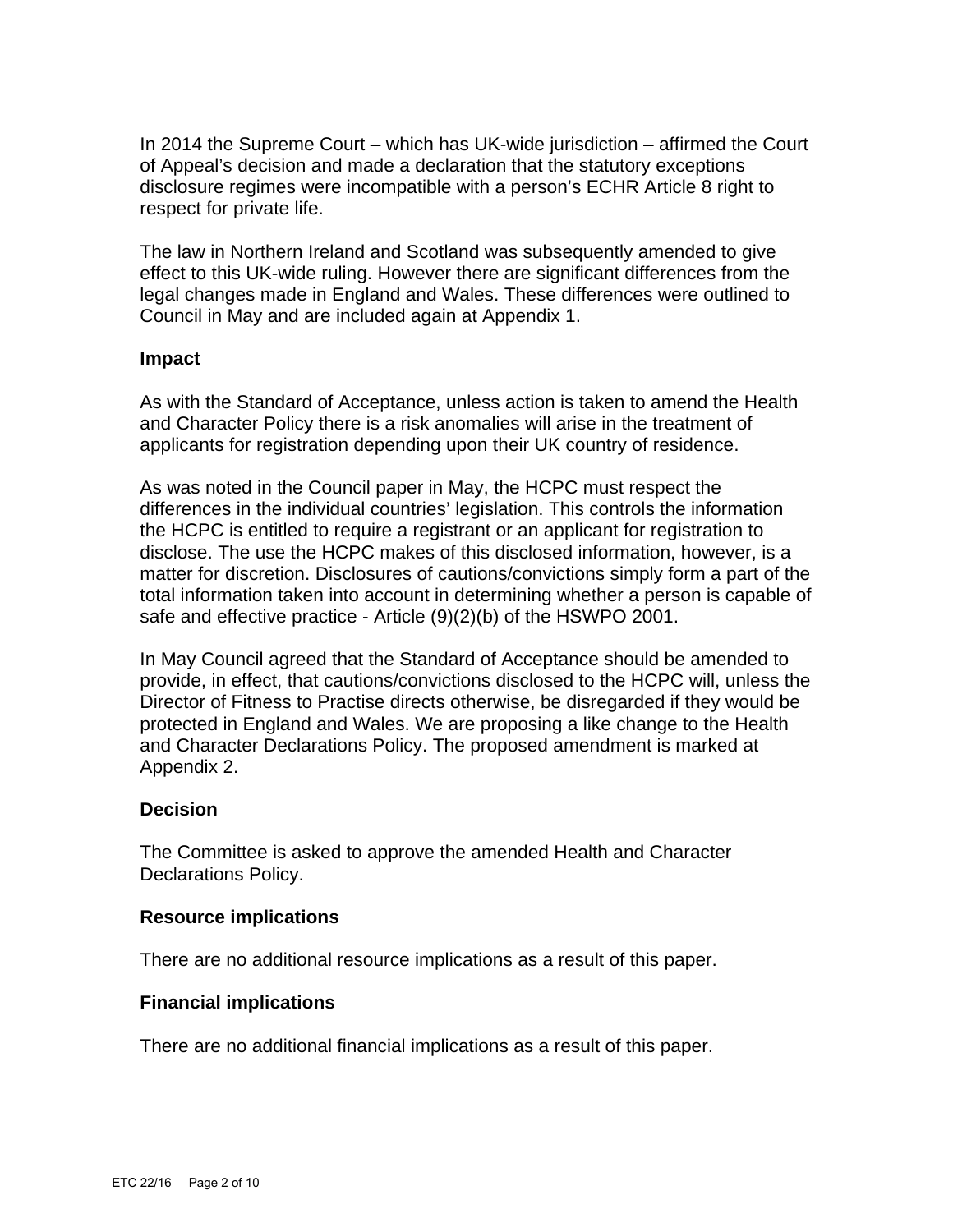In 2014 the Supreme Court – which has UK-wide jurisdiction – affirmed the Court of Appeal's decision and made a declaration that the statutory exceptions disclosure regimes were incompatible with a person's ECHR Article 8 right to respect for private life.

The law in Northern Ireland and Scotland was subsequently amended to give effect to this UK-wide ruling. However there are significant differences from the legal changes made in England and Wales. These differences were outlined to Council in May and are included again at Appendix 1.

**Impact**

As with the Standard of Acceptance, unless action is taken to amend the Health and Character Policy there is a risk anomalies will arise in the treatment of applicants for registration depending upon their UK country of residence.

As was noted in the Council paper in May, the HCPC must respect the differences in the individual countries' legislation. This controls the information the HCPC is entitled to require a registrant or an applicant for registration to disclose. The use the HCPC makes of this disclosed information, however, is a matter for discretion. Disclosures of cautions/convictions simply form a part of the total information taken into account in determining whether a person is capable of safe and effective practice - Article (9)(2)(b) of the HSWPO 2001.

In May Council agreed that the Standard of Acceptance should be amended to provide, in effect, that cautions/convictions disclosed to the HCPC will, unless the Director of Fitness to Practise directs otherwise, be disregarded if they would be protected in England and Wales. We are proposing a like change to the Health and Character Declarations Policy. The proposed amendment is marked at Appendix 2.

**Decision**

The Committee is asked to approve the amended Health and Character Declarations Policy.

**Resource implications**

There are no additional resource implications as a result of this paper.

**Financial implications**

There are no additional financial implications as a result of this paper.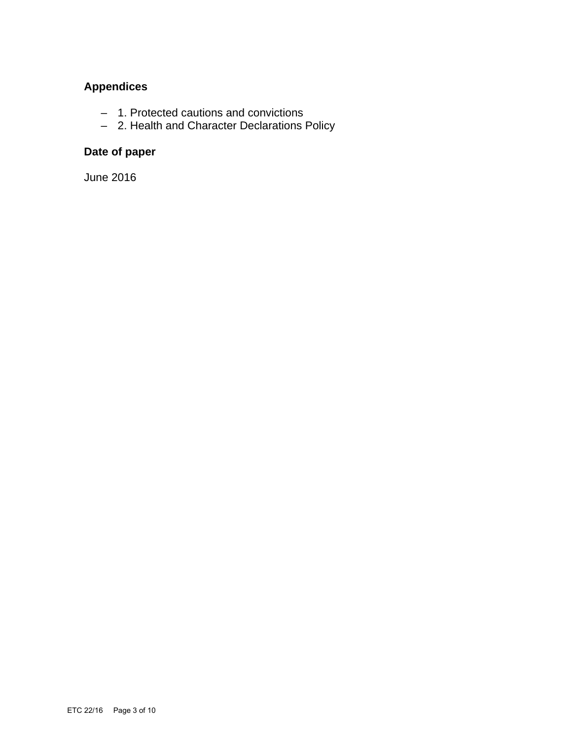**Appendices**

- 1. Protected cautions and convictions
- 2. Health and Character Declarations Policy

**Date of paper**

June 2016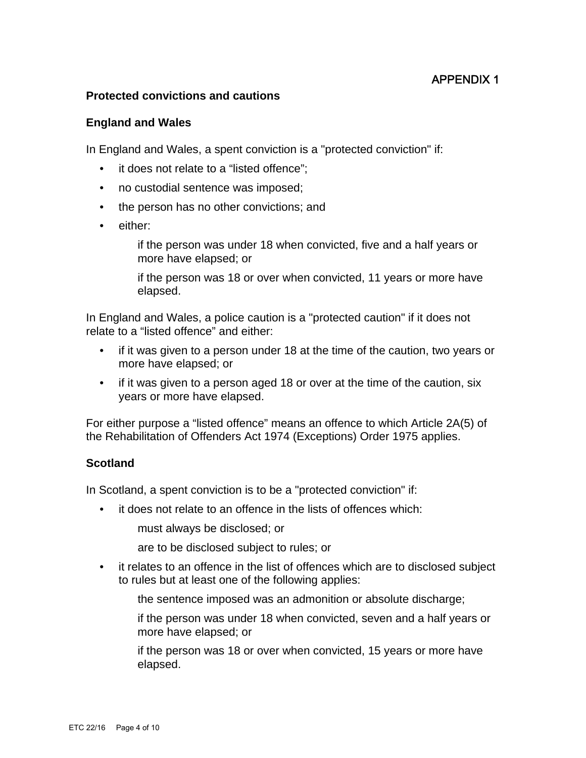APPENDIX 1

## Protected convictions and cautions

### England and Wales

In England and Wales, a spent conviction is a "protected conviction" if:

- it does not relate to a “listed offence”;
- no custodial sentence was imposed;
- the person has no other convictions; and
- either:

    if the person was under 18 when convicted, five and a half years or more have elapsed; or

    if the person was 18 or over when convicted, 11 years or more have elapsed.

In England and Wales, a police caution is a "protected caution" if it does not relate to a “listed offence” and either:

- if it was given to a person under 18 at the time of the caution, two years or more have elapsed; or
- if it was given to a person aged 18 or over at the time of the caution, six years or more have elapsed.

For either purpose a “listed offence” means an offence to which Article 2A(5) of the Rehabilitation of Offenders Act 1974 (Exceptions) Order 1975 applies.

### Scotland

In Scotland, a spent conviction is to be a "protected conviction" if:

- it does not relate to an offence in the lists of offences which:

    must always be disclosed; or

    are to be disclosed subject to rules; or

- it relates to an offence in the list of offences which are to disclosed subject to rules but at least one of the following applies:

    the sentence imposed was an admonition or absolute discharge;

    if the person was under 18 when convicted, seven and a half years or more have elapsed; or

    if the person was 18 or over when convicted, 15 years or more have elapsed.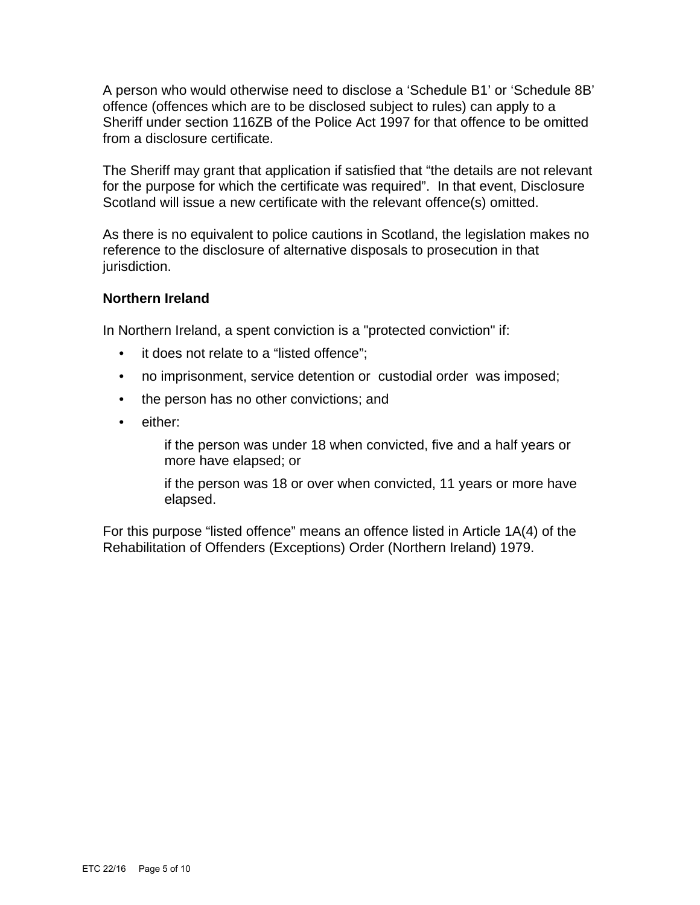A person who would otherwise need to disclose a 'Schedule B1' or 'Schedule 8B' offence (offences which are to be disclosed subject to rules) can apply to a Sheriff under section 116ZB of the Police Act 1997 for that offence to be omitted from a disclosure certificate.

The Sheriff may grant that application if satisfied that "the details are not relevant for the purpose for which the certificate was required". In that event, Disclosure Scotland will issue a new certificate with the relevant offence(s) omitted.

As there is no equivalent to police cautions in Scotland, the legislation makes no reference to the disclosure of alternative disposals to prosecution in that jurisdiction.

**Northern Ireland**

In Northern Ireland, a spent conviction is a "protected conviction" if:

- it does not relate to a "listed offence";
- no imprisonment, service detention or custodial order was imposed;
- the person has no other convictions; and
- either:

  if the person was under 18 when convicted, five and a half years or more have elapsed; or

  if the person was 18 or over when convicted, 11 years or more have elapsed.

For this purpose "listed offence" means an offence listed in Article 1A(4) of the Rehabilitation of Offenders (Exceptions) Order (Northern Ireland) 1979.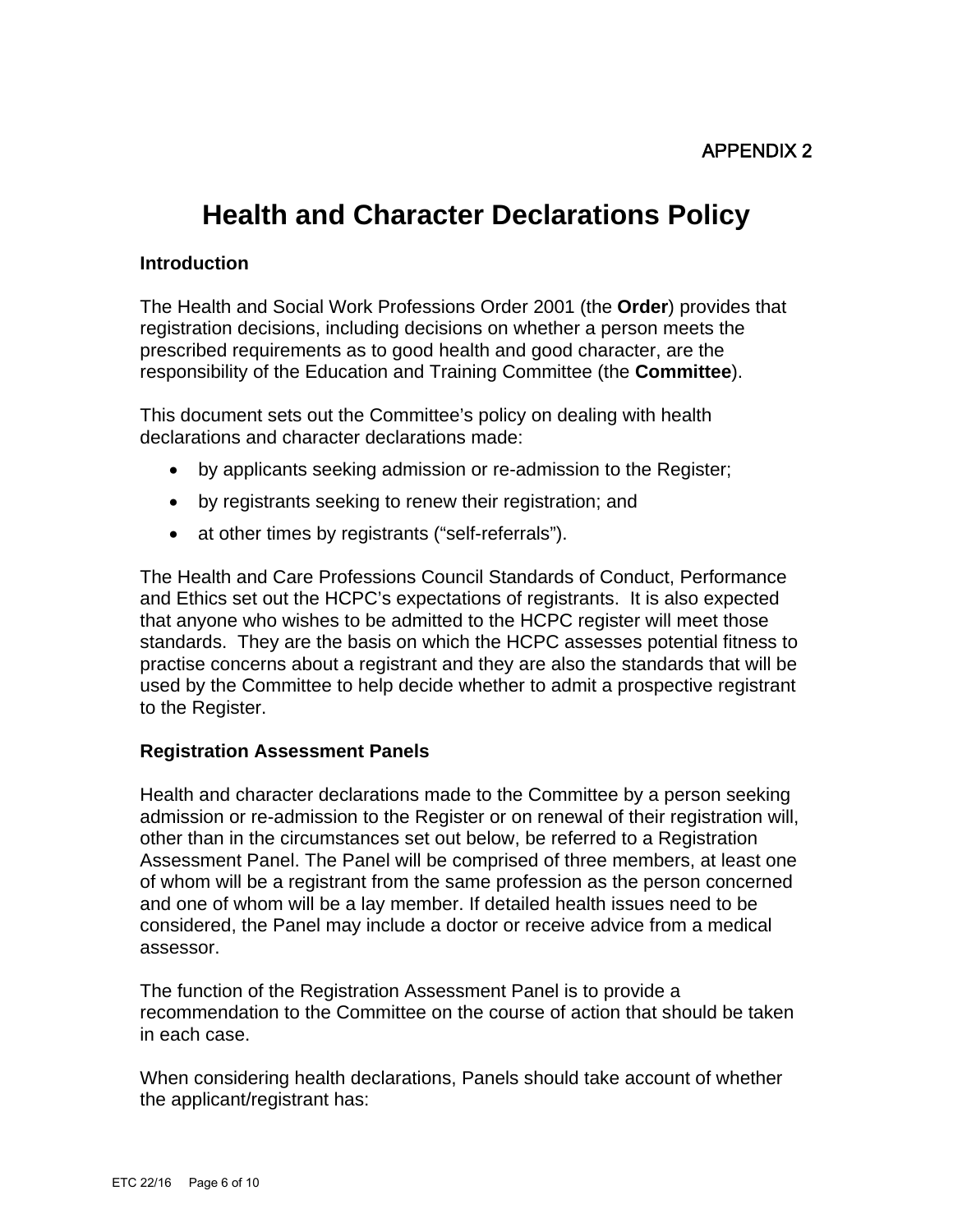APPENDIX 2

# Health and Character Declarations Policy

### Introduction

The Health and Social Work Professions Order 2001 (the **Order**) provides that registration decisions, including decisions on whether a person meets the prescribed requirements as to good health and good character, are the responsibility of the Education and Training Committee (the **Committee**).

This document sets out the Committee's policy on dealing with health declarations and character declarations made:

- by applicants seeking admission or re-admission to the Register;
- by registrants seeking to renew their registration; and
- at other times by registrants ("self-referrals").

The Health and Care Professions Council Standards of Conduct, Performance and Ethics set out the HCPC's expectations of registrants. It is also expected that anyone who wishes to be admitted to the HCPC register will meet those standards. They are the basis on which the HCPC assesses potential fitness to practise concerns about a registrant and they are also the standards that will be used by the Committee to help decide whether to admit a prospective registrant to the Register.

### Registration Assessment Panels

Health and character declarations made to the Committee by a person seeking admission or re-admission to the Register or on renewal of their registration will, other than in the circumstances set out below, be referred to a Registration Assessment Panel. The Panel will be comprised of three members, at least one of whom will be a registrant from the same profession as the person concerned and one of whom will be a lay member. If detailed health issues need to be considered, the Panel may include a doctor or receive advice from a medical assessor.

The function of the Registration Assessment Panel is to provide a recommendation to the Committee on the course of action that should be taken in each case.

When considering health declarations, Panels should take account of whether the applicant/registrant has: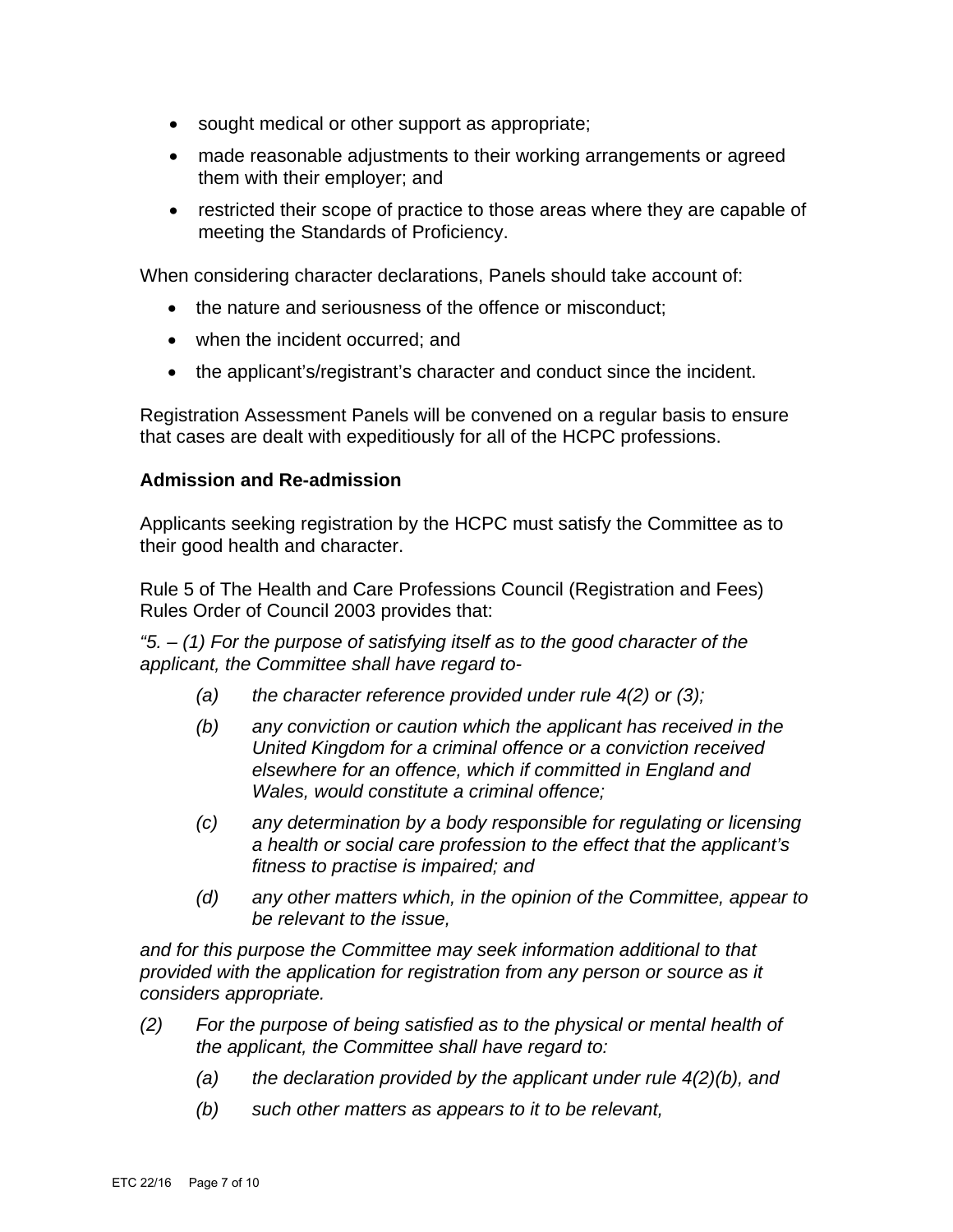- sought medical or other support as appropriate;
- made reasonable adjustments to their working arrangements or agreed them with their employer; and
- restricted their scope of practice to those areas where they are capable of meeting the Standards of Proficiency.

When considering character declarations, Panels should take account of:

- the nature and seriousness of the offence or misconduct;
- when the incident occurred; and
- the applicant's/registrant's character and conduct since the incident.

Registration Assessment Panels will be convened on a regular basis to ensure that cases are dealt with expeditiously for all of the HCPC professions.

**Admission and Re-admission**

Applicants seeking registration by the HCPC must satisfy the Committee as to their good health and character.

Rule 5 of The Health and Care Professions Council (Registration and Fees) Rules Order of Council 2003 provides that:

*"5. – (1) For the purpose of satisfying itself as to the good character of the applicant, the Committee shall have regard to-*

> *(a) the character reference provided under rule 4(2) or (3);*
>
> *(b) any conviction or caution which the applicant has received in the United Kingdom for a criminal offence or a conviction received elsewhere for an offence, which if committed in England and Wales, would constitute a criminal offence;*
>
> *(c) any determination by a body responsible for regulating or licensing a health or social care profession to the effect that the applicant's fitness to practise is impaired; and*
>
> *(d) any other matters which, in the opinion of the Committee, appear to be relevant to the issue,*

*and for this purpose the Committee may seek information additional to that provided with the application for registration from any person or source as it considers appropriate.*

*(2) For the purpose of being satisfied as to the physical or mental health of the applicant, the Committee shall have regard to:*

> *(a) the declaration provided by the applicant under rule 4(2)(b), and*
>
> *(b) such other matters as appears to it to be relevant,*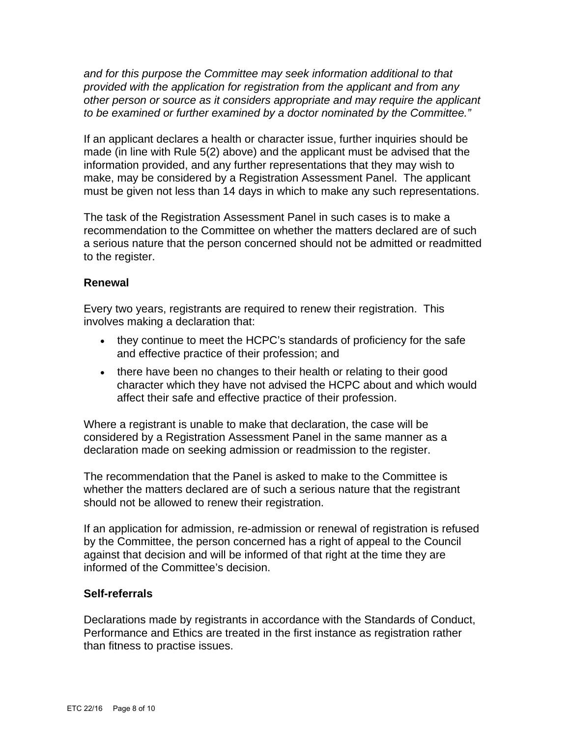*and for this purpose the Committee may seek information additional to that provided with the application for registration from the applicant and from any other person or source as it considers appropriate and may require the applicant to be examined or further examined by a doctor nominated by the Committee."*

If an applicant declares a health or character issue, further inquiries should be made (in line with Rule 5(2) above) and the applicant must be advised that the information provided, and any further representations that they may wish to make, may be considered by a Registration Assessment Panel. The applicant must be given not less than 14 days in which to make any such representations.

The task of the Registration Assessment Panel in such cases is to make a recommendation to the Committee on whether the matters declared are of such a serious nature that the person concerned should not be admitted or readmitted to the register.

### Renewal

Every two years, registrants are required to renew their registration. This involves making a declaration that:

- they continue to meet the HCPC's standards of proficiency for the safe and effective practice of their profession; and
- there have been no changes to their health or relating to their good character which they have not advised the HCPC about and which would affect their safe and effective practice of their profession.

Where a registrant is unable to make that declaration, the case will be considered by a Registration Assessment Panel in the same manner as a declaration made on seeking admission or readmission to the register.

The recommendation that the Panel is asked to make to the Committee is whether the matters declared are of such a serious nature that the registrant should not be allowed to renew their registration.

If an application for admission, re-admission or renewal of registration is refused by the Committee, the person concerned has a right of appeal to the Council against that decision and will be informed of that right at the time they are informed of the Committee's decision.

### Self-referrals

Declarations made by registrants in accordance with the Standards of Conduct, Performance and Ethics are treated in the first instance as registration rather than fitness to practise issues.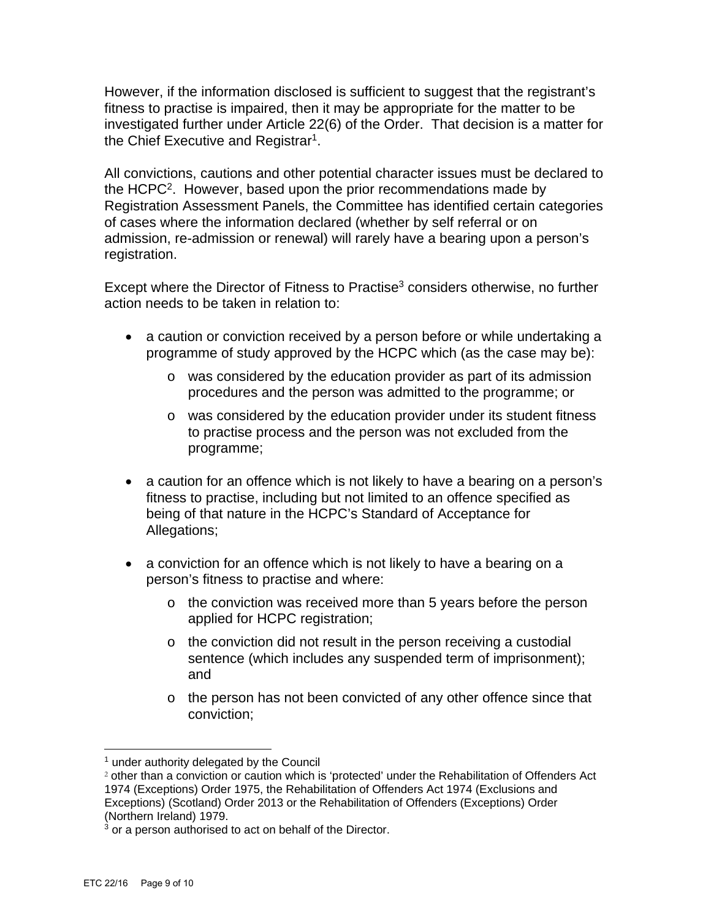However, if the information disclosed is sufficient to suggest that the registrant's fitness to practise is impaired, then it may be appropriate for the matter to be investigated further under Article 22(6) of the Order. That decision is a matter for the Chief Executive and Registrar[1].

All convictions, cautions and other potential character issues must be declared to the HCPC[2]. However, based upon the prior recommendations made by Registration Assessment Panels, the Committee has identified certain categories of cases where the information declared (whether by self referral or on admission, re-admission or renewal) will rarely have a bearing upon a person's registration.

Except where the Director of Fitness to Practise[3] considers otherwise, no further action needs to be taken in relation to:

- a caution or conviction received by a person before or while undertaking a programme of study approved by the HCPC which (as the case may be):
  - was considered by the education provider as part of its admission procedures and the person was admitted to the programme; or
  - was considered by the education provider under its student fitness to practise process and the person was not excluded from the programme;
- a caution for an offence which is not likely to have a bearing on a person's fitness to practise, including but not limited to an offence specified as being of that nature in the HCPC's Standard of Acceptance for Allegations;
- a conviction for an offence which is not likely to have a bearing on a person's fitness to practise and where:
  - the conviction was received more than 5 years before the person applied for HCPC registration;
  - the conviction did not result in the person receiving a custodial sentence (which includes any suspended term of imprisonment); and
  - the person has not been convicted of any other offence since that conviction;

[1] under authority delegated by the Council

[2] other than a conviction or caution which is 'protected' under the Rehabilitation of Offenders Act 1974 (Exceptions) Order 1975, the Rehabilitation of Offenders Act 1974 (Exclusions and Exceptions) (Scotland) Order 2013 or the Rehabilitation of Offenders (Exceptions) Order (Northern Ireland) 1979.

[3] or a person authorised to act on behalf of the Director.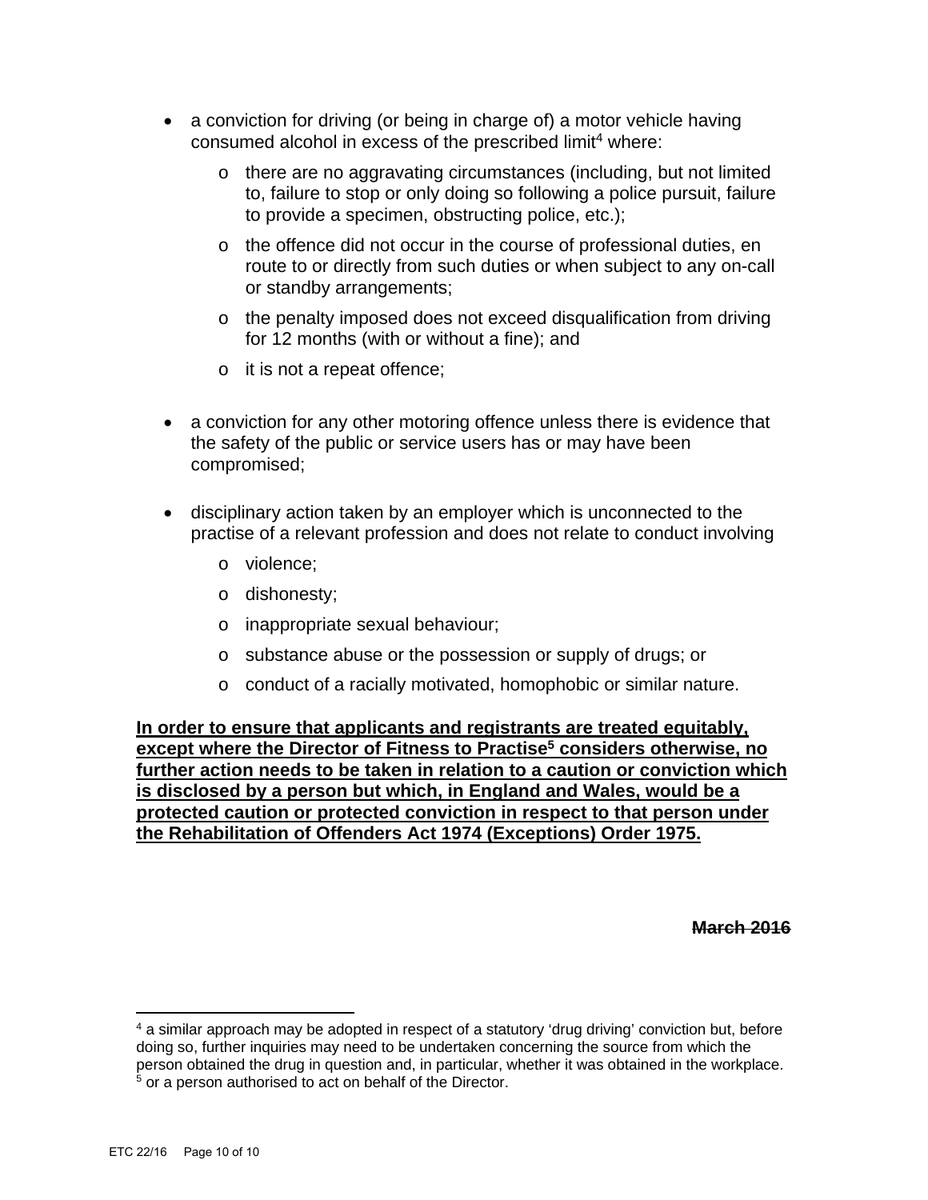- a conviction for driving (or being in charge of) a motor vehicle having consumed alcohol in excess of the prescribed limit[4] where:
  - there are no aggravating circumstances (including, but not limited to, failure to stop or only doing so following a police pursuit, failure to provide a specimen, obstructing police, etc.);
  - the offence did not occur in the course of professional duties, en route to or directly from such duties or when subject to any on-call or standby arrangements;
  - the penalty imposed does not exceed disqualification from driving for 12 months (with or without a fine); and
  - it is not a repeat offence;

- a conviction for any other motoring offence unless there is evidence that the safety of the public or service users has or may have been compromised;

- disciplinary action taken by an employer which is unconnected to the practise of a relevant profession and does not relate to conduct involving
  - violence;
  - dishonesty;
  - inappropriate sexual behaviour;
  - substance abuse or the possession or supply of drugs; or
  - conduct of a racially motivated, homophobic or similar nature.

<u>**In order to ensure that applicants and registrants are treated equitably, except where the Director of Fitness to Practise[5] considers otherwise, no further action needs to be taken in relation to a caution or conviction which is disclosed by a person but which, in England and Wales, would be a protected caution or protected conviction in respect to that person under the Rehabilitation of Offenders Act 1974 (Exceptions) Order 1975.**</u>

~~**March 2016**~~

---

[4] a similar approach may be adopted in respect of a statutory 'drug driving' conviction but, before doing so, further inquiries may need to be undertaken concerning the source from which the person obtained the drug in question and, in particular, whether it was obtained in the workplace.

[5] or a person authorised to act on behalf of the Director.